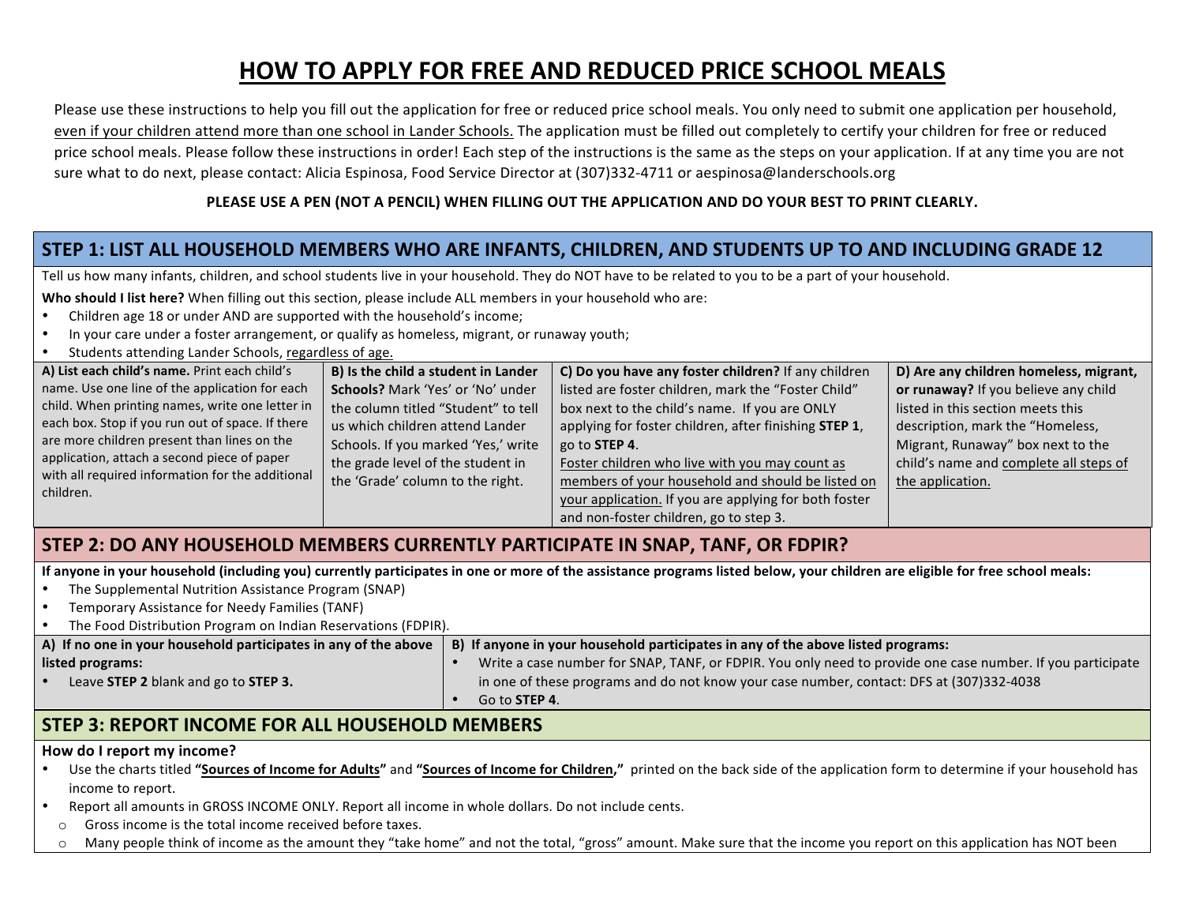# HOW TO APPLY FOR FREE AND REDUCED PRICE SCHOOL MEALS

Please use these instructions to help you fill out the application for free or reduced price school meals. You only need to submit one application per household, even if your children attend more than one school in Lander Schools. The application must be filled out completely to certify your children for free or reduced price school meals. Please follow these instructions in order! Each step of the instructions is the same as the steps on your application. If at any time you are not sure what to do next, please contact: Alicia Espinosa, Food Service Director at (307)332-4711 or aespinosa@landerschools.org

**PLEASE USE A PEN (NOT A PENCIL) WHEN FILLING OUT THE APPLICATION AND DO YOUR BEST TO PRINT CLEARLY.**

## STEP 1: LIST ALL HOUSEHOLD MEMBERS WHO ARE INFANTS, CHILDREN, AND STUDENTS UP TO AND INCLUDING GRADE 12

Tell us how many infants, children, and school students live in your household. They do NOT have to be related to you to be a part of your household.

**Who should I list here?** When filling out this section, please include ALL members in your household who are:

- Children age 18 or under AND are supported with the household's income;
- In your care under a foster arrangement, or qualify as homeless, migrant, or runaway youth;
- Students attending Lander Schools, regardless of age.

| A) List each child's name. | B) Is the child a student in Lander Schools? | C) Do you have any foster children? | D) Are any children homeless, migrant, or runaway? |
|---|---|---|---|
| Print each child's name. Use one line of the application for each child. When printing names, write one letter in each box. Stop if you run out of space. If there are more children present than lines on the application, attach a second piece of paper with all required information for the additional children. | Mark 'Yes' or 'No' under the column titled "Student" to tell us which children attend Lander Schools. If you marked 'Yes,' write the grade level of the student in the 'Grade' column to the right. | If any children listed are foster children, mark the "Foster Child" box next to the child's name. If you are ONLY applying for foster children, after finishing **STEP 1**, go to **STEP 4**. Foster children who live with you may count as members of your household and should be listed on your application. If you are applying for both foster and non-foster children, go to step 3. | If you believe any child listed in this section meets this description, mark the "Homeless, Migrant, Runaway" box next to the child's name and complete all steps of the application. |

## STEP 2: DO ANY HOUSEHOLD MEMBERS CURRENTLY PARTICIPATE IN SNAP, TANF, OR FDPIR?

**If anyone in your household (including you) currently participates in one or more of the assistance programs listed below, your children are eligible for free school meals:**

- The Supplemental Nutrition Assistance Program (SNAP)
- Temporary Assistance for Needy Families (TANF)
- The Food Distribution Program on Indian Reservations (FDPIR).

| A) If no one in your household participates in any of the above listed programs: | B) If anyone in your household participates in any of the above listed programs: |
|---|---|
| • Leave **STEP 2** blank and go to **STEP 3.** | • Write a case number for SNAP, TANF, or FDPIR. You only need to provide one case number. If you participate in one of these programs and do not know your case number, contact: DFS at (307)332-4038<br>• Go to **STEP 4**. |

## STEP 3: REPORT INCOME FOR ALL HOUSEHOLD MEMBERS

**How do I report my income?**

- Use the charts titled **"Sources of Income for Adults"** and **"Sources of Income for Children,"** printed on the back side of the application form to determine if your household has income to report.
- Report all amounts in GROSS INCOME ONLY. Report all income in whole dollars. Do not include cents.
  - Gross income is the total income received before taxes.
  - Many people think of income as the amount they "take home" and not the total, "gross" amount. Make sure that the income you report on this application has NOT been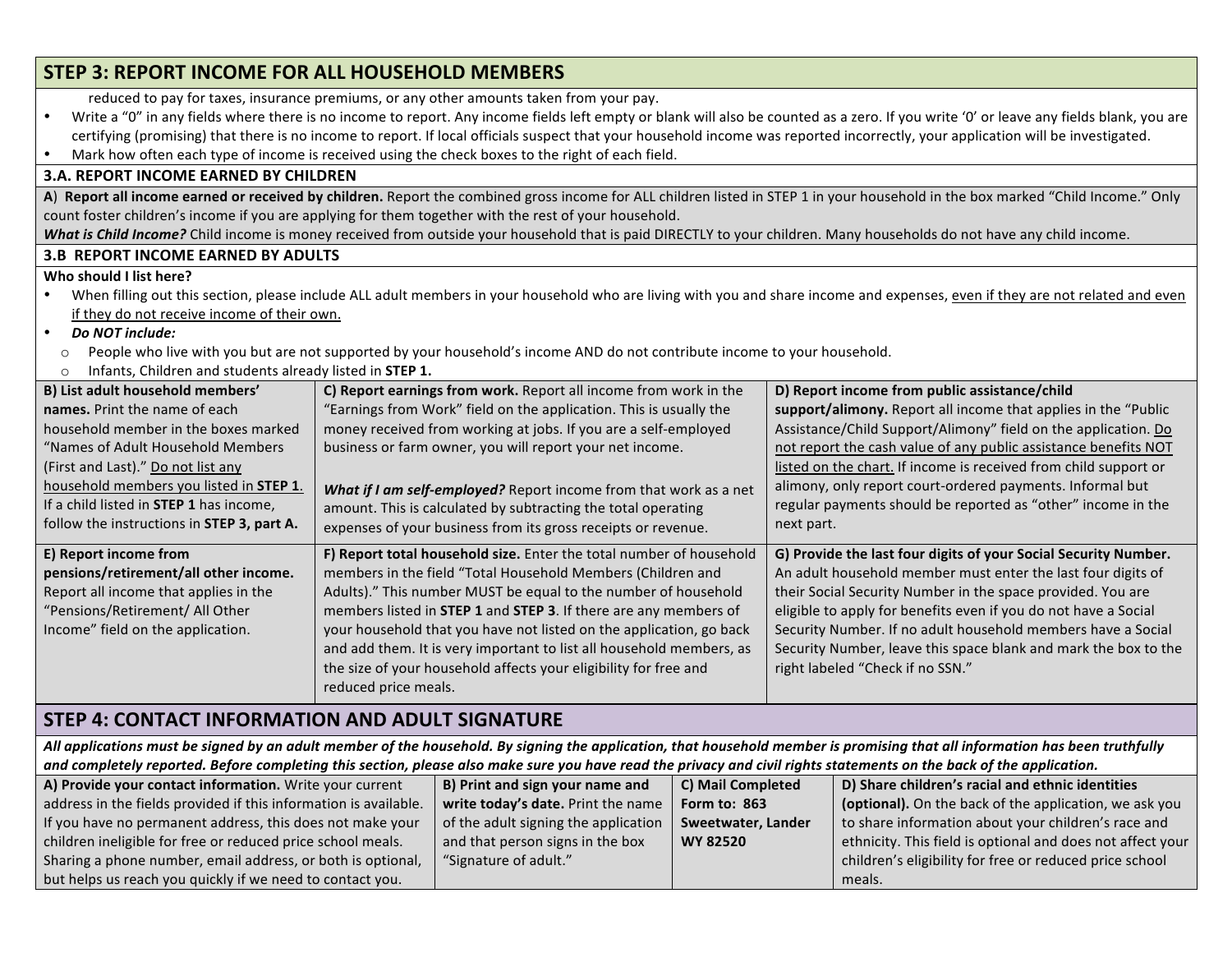## STEP 3: REPORT INCOME FOR ALL HOUSEHOLD MEMBERS

reduced to pay for taxes, insurance premiums, or any other amounts taken from your pay.

- Write a "0" in any fields where there is no income to report. Any income fields left empty or blank will also be counted as a zero. If you write '0' or leave any fields blank, you are certifying (promising) that there is no income to report. If local officials suspect that your household income was reported incorrectly, your application will be investigated.
- Mark how often each type of income is received using the check boxes to the right of each field.

### 3.A. REPORT INCOME EARNED BY CHILDREN

**A**) **Report all income earned or received by children.** Report the combined gross income for ALL children listed in STEP 1 in your household in the box marked "Child Income." Only count foster children's income if you are applying for them together with the rest of your household.

***What is Child Income?*** Child income is money received from outside your household that is paid DIRECTLY to your children. Many households do not have any child income.

### 3.B REPORT INCOME EARNED BY ADULTS

**Who should I list here?**

- When filling out this section, please include ALL adult members in your household who are living with you and share income and expenses, <u>even if they are not related and even if they do not receive income of their own.</u>
- ***Do NOT include:***
  - People who live with you but are not supported by your household's income AND do not contribute income to your household.
  - Infants, Children and students already listed in **STEP 1.**

| | | |
|---|---|---|
| **B) List adult household members' names.** Print the name of each household member in the boxes marked "Names of Adult Household Members (First and Last)." <u>Do not list any household members you listed in **STEP 1**.</u> If a child listed in **STEP 1** has income, follow the instructions in **STEP 3, part A.** | **C) Report earnings from work.** Report all income from work in the "Earnings from Work" field on the application. This is usually the money received from working at jobs. If you are a self-employed business or farm owner, you will report your net income.<br><br>***What if I am self-employed?*** Report income from that work as a net amount. This is calculated by subtracting the total operating expenses of your business from its gross receipts or revenue. | **D) Report income from public assistance/child support/alimony.** Report all income that applies in the "Public Assistance/Child Support/Alimony" field on the application. <u>Do not report the cash value of any public assistance benefits NOT listed on the chart.</u> If income is received from child support or alimony, only report court-ordered payments. Informal but regular payments should be reported as "other" income in the next part. |
| **E) Report income from pensions/retirement/all other income.** Report all income that applies in the "Pensions/Retirement/ All Other Income" field on the application. | **F) Report total household size.** Enter the total number of household members in the field "Total Household Members (Children and Adults)." This number MUST be equal to the number of household members listed in **STEP 1** and **STEP 3**. If there are any members of your household that you have not listed on the application, go back and add them. It is very important to list all household members, as the size of your household affects your eligibility for free and reduced price meals. | **G) Provide the last four digits of your Social Security Number.** An adult household member must enter the last four digits of their Social Security Number in the space provided. You are eligible to apply for benefits even if you do not have a Social Security Number. If no adult household members have a Social Security Number, leave this space blank and mark the box to the right labeled "Check if no SSN." |

## STEP 4: CONTACT INFORMATION AND ADULT SIGNATURE

***All applications must be signed by an adult member of the household. By signing the application, that household member is promising that all information has been truthfully and completely reported. Before completing this section, please also make sure you have read the privacy and civil rights statements on the back of the application.***

| | | | |
|---|---|---|---|
| **A) Provide your contact information.** Write your current address in the fields provided if this information is available. If you have no permanent address, this does not make your children ineligible for free or reduced price school meals. Sharing a phone number, email address, or both is optional, but helps us reach you quickly if we need to contact you. | **B) Print and sign your name and write today's date.** Print the name of the adult signing the application and that person signs in the box "Signature of adult." | **C) Mail Completed Form to: 863 Sweetwater, Lander WY 82520** | **D) Share children's racial and ethnic identities (optional).** On the back of the application, we ask you to share information about your children's race and ethnicity. This field is optional and does not affect your children's eligibility for free or reduced price school meals. |